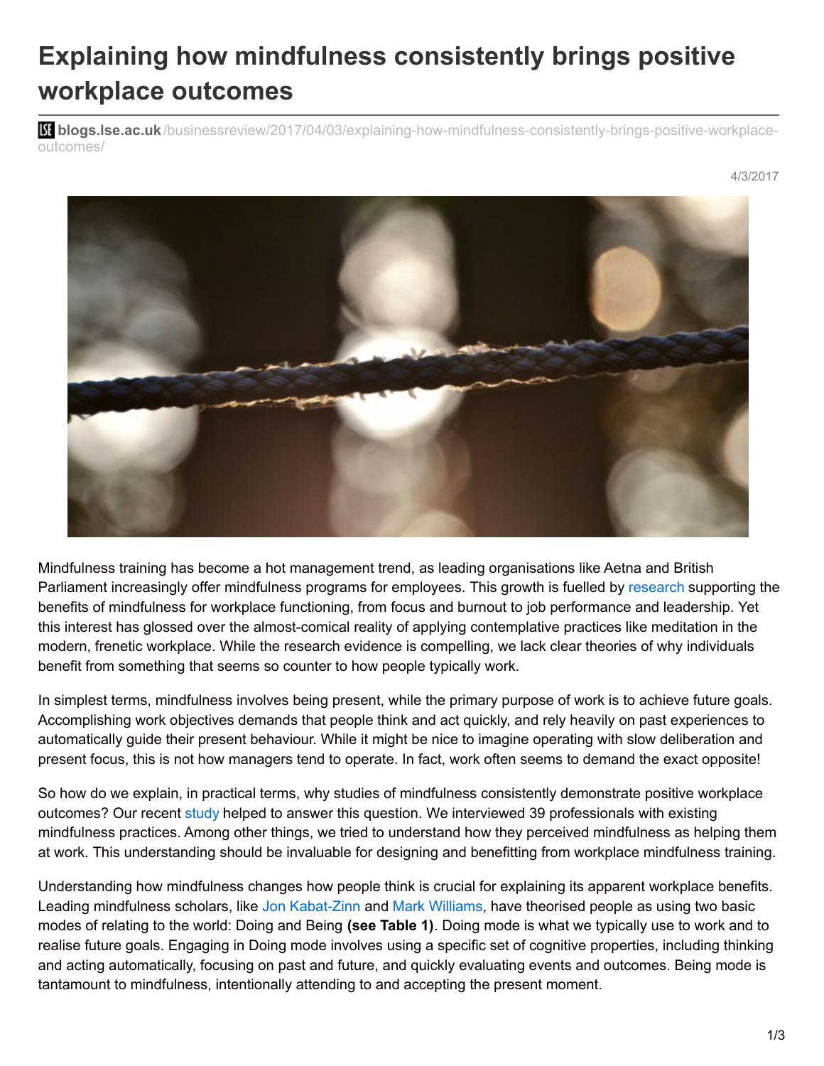# Explaining how mindfulness consistently brings positive workplace outcomes

blogs.lse.ac.uk/businessreview/2017/04/03/explaining-how-mindfulness-consistently-brings-positive-workplace-outcomes/

4/3/2017

Mindfulness training has become a hot management trend, as leading organisations like Aetna and British Parliament increasingly offer mindfulness programs for employees. This growth is fuelled by research supporting the benefits of mindfulness for workplace functioning, from focus and burnout to job performance and leadership. Yet this interest has glossed over the almost-comical reality of applying contemplative practices like meditation in the modern, frenetic workplace. While the research evidence is compelling, we lack clear theories of why individuals benefit from something that seems so counter to how people typically work.

In simplest terms, mindfulness involves being present, while the primary purpose of work is to achieve future goals. Accomplishing work objectives demands that people think and act quickly, and rely heavily on past experiences to automatically guide their present behaviour. While it might be nice to imagine operating with slow deliberation and present focus, this is not how managers tend to operate. In fact, work often seems to demand the exact opposite!

So how do we explain, in practical terms, why studies of mindfulness consistently demonstrate positive workplace outcomes? Our recent study helped to answer this question. We interviewed 39 professionals with existing mindfulness practices. Among other things, we tried to understand how they perceived mindfulness as helping them at work. This understanding should be invaluable for designing and benefitting from workplace mindfulness training.

Understanding how mindfulness changes how people think is crucial for explaining its apparent workplace benefits. Leading mindfulness scholars, like Jon Kabat-Zinn and Mark Williams, have theorised people as using two basic modes of relating to the world: Doing and Being **(see Table 1)**. Doing mode is what we typically use to work and to realise future goals. Engaging in Doing mode involves using a specific set of cognitive properties, including thinking and acting automatically, focusing on past and future, and quickly evaluating events and outcomes. Being mode is tantamount to mindfulness, intentionally attending to and accepting the present moment.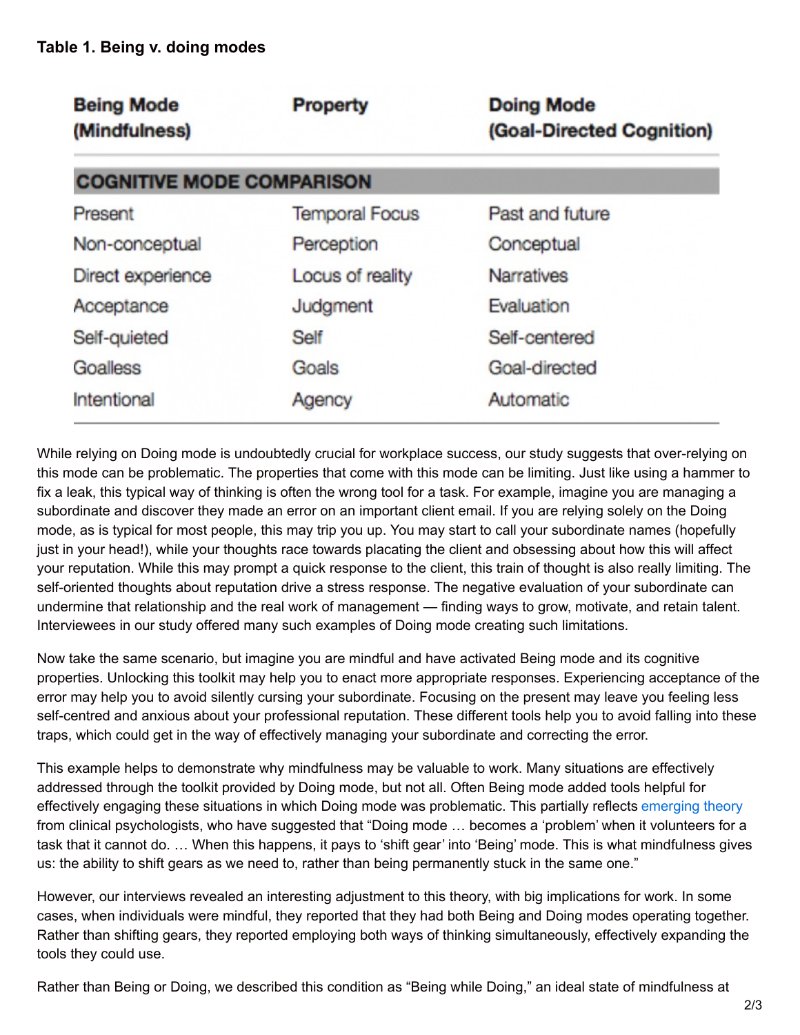**Table 1. Being v. doing modes**

| Being Mode (Mindfulness) | Property | Doing Mode (Goal-Directed Cognition) |
|---|---|---|
| **COGNITIVE MODE COMPARISON** | | |
| Present | Temporal Focus | Past and future |
| Non-conceptual | Perception | Conceptual |
| Direct experience | Locus of reality | Narratives |
| Acceptance | Judgment | Evaluation |
| Self-quieted | Self | Self-centered |
| Goalless | Goals | Goal-directed |
| Intentional | Agency | Automatic |

While relying on Doing mode is undoubtedly crucial for workplace success, our study suggests that over-relying on this mode can be problematic. The properties that come with this mode can be limiting. Just like using a hammer to fix a leak, this typical way of thinking is often the wrong tool for a task. For example, imagine you are managing a subordinate and discover they made an error on an important client email. If you are relying solely on the Doing mode, as is typical for most people, this may trip you up. You may start to call your subordinate names (hopefully just in your head!), while your thoughts race towards placating the client and obsessing about how this will affect your reputation. While this may prompt a quick response to the client, this train of thought is also really limiting. The self-oriented thoughts about reputation drive a stress response. The negative evaluation of your subordinate can undermine that relationship and the real work of management — finding ways to grow, motivate, and retain talent. Interviewees in our study offered many such examples of Doing mode creating such limitations.

Now take the same scenario, but imagine you are mindful and have activated Being mode and its cognitive properties. Unlocking this toolkit may help you to enact more appropriate responses. Experiencing acceptance of the error may help you to avoid silently cursing your subordinate. Focusing on the present may leave you feeling less self-centred and anxious about your professional reputation. These different tools help you to avoid falling into these traps, which could get in the way of effectively managing your subordinate and correcting the error.

This example helps to demonstrate why mindfulness may be valuable to work. Many situations are effectively addressed through the toolkit provided by Doing mode, but not all. Often Being mode added tools helpful for effectively engaging these situations in which Doing mode was problematic. This partially reflects emerging theory from clinical psychologists, who have suggested that "Doing mode … becomes a 'problem' when it volunteers for a task that it cannot do. … When this happens, it pays to 'shift gear' into 'Being' mode. This is what mindfulness gives us: the ability to shift gears as we need to, rather than being permanently stuck in the same one."

However, our interviews revealed an interesting adjustment to this theory, with big implications for work. In some cases, when individuals were mindful, they reported that they had both Being and Doing modes operating together. Rather than shifting gears, they reported employing both ways of thinking simultaneously, effectively expanding the tools they could use.

Rather than Being or Doing, we described this condition as "Being while Doing," an ideal state of mindfulness at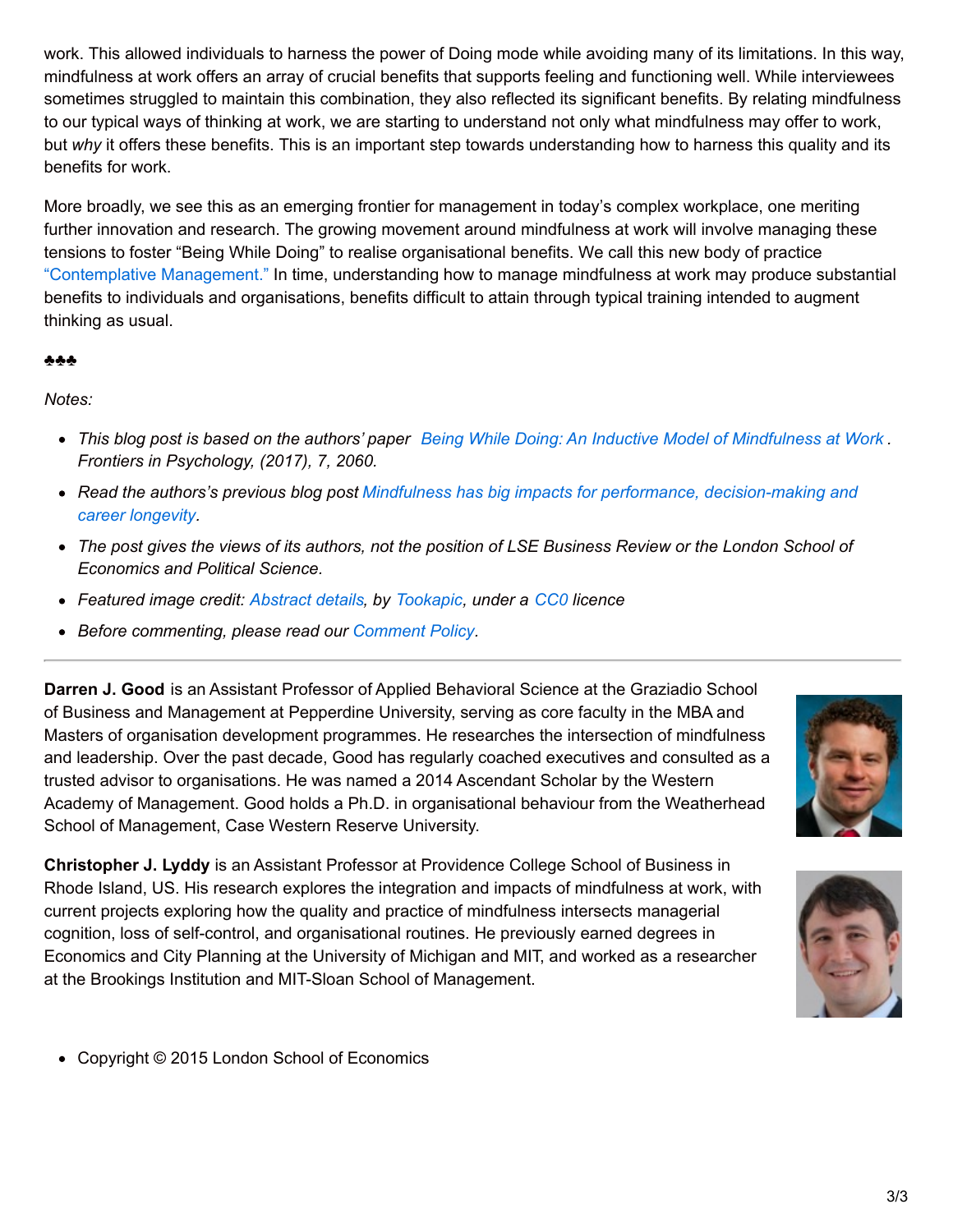work. This allowed individuals to harness the power of Doing mode while avoiding many of its limitations. In this way, mindfulness at work offers an array of crucial benefits that supports feeling and functioning well. While interviewees sometimes struggled to maintain this combination, they also reflected its significant benefits. By relating mindfulness to our typical ways of thinking at work, we are starting to understand not only what mindfulness may offer to work, but *why* it offers these benefits. This is an important step towards understanding how to harness this quality and its benefits for work.

More broadly, we see this as an emerging frontier for management in today's complex workplace, one meriting further innovation and research. The growing movement around mindfulness at work will involve managing these tensions to foster "Being While Doing" to realise organisational benefits. We call this new body of practice "Contemplative Management." In time, understanding how to manage mindfulness at work may produce substantial benefits to individuals and organisations, benefits difficult to attain through typical training intended to augment thinking as usual.

♣♣♣

*Notes:*

- *This blog post is based on the authors' paper Being While Doing: An Inductive Model of Mindfulness at Work. Frontiers in Psychology, (2017), 7, 2060.*
- *Read the authors's previous blog post Mindfulness has big impacts for performance, decision-making and career longevity.*
- *The post gives the views of its authors, not the position of LSE Business Review or the London School of Economics and Political Science.*
- *Featured image credit: Abstract details, by Tookapic, under a CC0 licence*
- *Before commenting, please read our Comment Policy.*

---

**Darren J. Good** is an Assistant Professor of Applied Behavioral Science at the Graziadio School of Business and Management at Pepperdine University, serving as core faculty in the MBA and Masters of organisation development programmes. He researches the intersection of mindfulness and leadership. Over the past decade, Good has regularly coached executives and consulted as a trusted advisor to organisations. He was named a 2014 Ascendant Scholar by the Western Academy of Management. Good holds a Ph.D. in organisational behaviour from the Weatherhead School of Management, Case Western Reserve University.

**Christopher J. Lyddy** is an Assistant Professor at Providence College School of Business in Rhode Island, US. His research explores the integration and impacts of mindfulness at work, with current projects exploring how the quality and practice of mindfulness intersects managerial cognition, loss of self-control, and organisational routines. He previously earned degrees in Economics and City Planning at the University of Michigan and MIT, and worked as a researcher at the Brookings Institution and MIT-Sloan School of Management.

- Copyright © 2015 London School of Economics